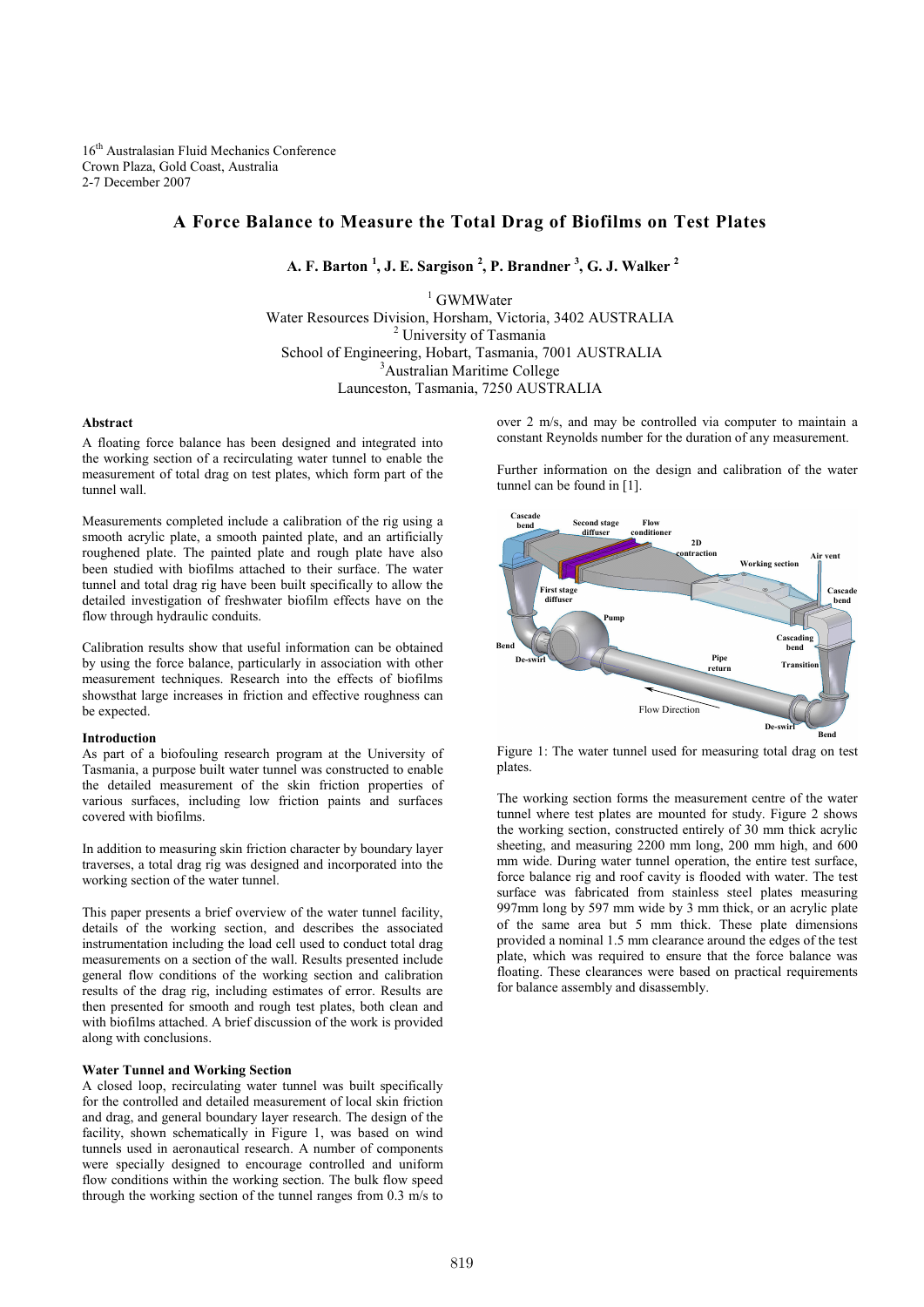16th Australasian Fluid Mechanics Conference
Crown Plaza, Gold Coast, Australia
2-7 December 2007

# A Force Balance to Measure the Total Drag of Biofilms on Test Plates

**A. F. Barton [1], J. E. Sargison [2], P. Brandner [3], G. J. Walker [2]**

[1] GWMWater
Water Resources Division, Horsham, Victoria, 3402 AUSTRALIA
[2] University of Tasmania
School of Engineering, Hobart, Tasmania, 7001 AUSTRALIA
[3] Australian Maritime College
Launceston, Tasmania, 7250 AUSTRALIA

### Abstract

A floating force balance has been designed and integrated into the working section of a recirculating water tunnel to enable the measurement of total drag on test plates, which form part of the tunnel wall.

Measurements completed include a calibration of the rig using a smooth acrylic plate, a smooth painted plate, and an artificially roughened plate. The painted plate and rough plate have also been studied with biofilms attached to their surface. The water tunnel and total drag rig have been built specifically to allow the detailed investigation of freshwater biofilm effects have on the flow through hydraulic conduits.

Calibration results show that useful information can be obtained by using the force balance, particularly in association with other measurement techniques. Research into the effects of biofilms showsthat large increases in friction and effective roughness can be expected.

### Introduction

As part of a biofouling research program at the University of Tasmania, a purpose built water tunnel was constructed to enable the detailed measurement of the skin friction properties of various surfaces, including low friction paints and surfaces covered with biofilms.

In addition to measuring skin friction character by boundary layer traverses, a total drag rig was designed and incorporated into the working section of the water tunnel.

This paper presents a brief overview of the water tunnel facility, details of the working section, and describes the associated instrumentation including the load cell used to conduct total drag measurements on a section of the wall. Results presented include general flow conditions of the working section and calibration results of the drag rig, including estimates of error. Results are then presented for smooth and rough test plates, both clean and with biofilms attached. A brief discussion of the work is provided along with conclusions.

### Water Tunnel and Working Section

A closed loop, recirculating water tunnel was built specifically for the controlled and detailed measurement of local skin friction and drag, and general boundary layer research. The design of the facility, shown schematically in Figure 1, was based on wind tunnels used in aeronautical research. A number of components were specially designed to encourage controlled and uniform flow conditions within the working section. The bulk flow speed through the working section of the tunnel ranges from 0.3 m/s to over 2 m/s, and may be controlled via computer to maintain a constant Reynolds number for the duration of any measurement.

Further information on the design and calibration of the water tunnel can be found in [1].

Figure 1: The water tunnel used for measuring total drag on test plates.

The working section forms the measurement centre of the water tunnel where test plates are mounted for study. Figure 2 shows the working section, constructed entirely of 30 mm thick acrylic sheeting, and measuring 2200 mm long, 200 mm high, and 600 mm wide. During water tunnel operation, the entire test surface, force balance rig and roof cavity is flooded with water. The test surface was fabricated from stainless steel plates measuring 997mm long by 597 mm wide by 3 mm thick, or an acrylic plate of the same area but 5 mm thick. These plate dimensions provided a nominal 1.5 mm clearance around the edges of the test plate, which was required to ensure that the force balance was floating. These clearances were based on practical requirements for balance assembly and disassembly.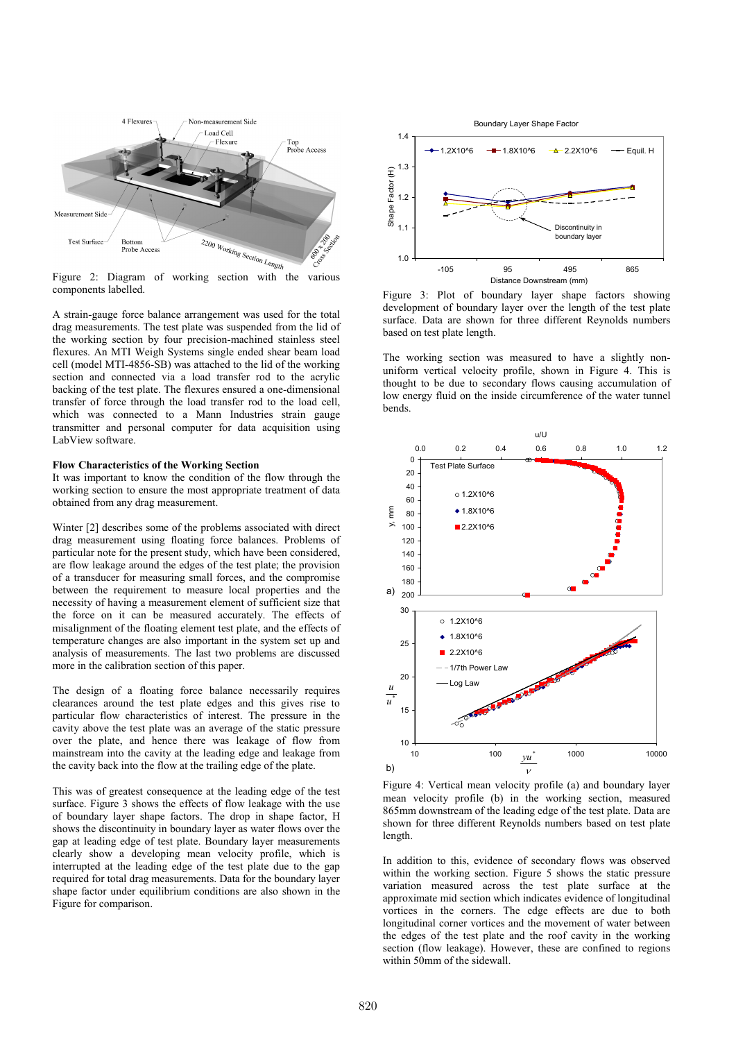Figure 2: Diagram of working section with the various components labelled.

A strain-gauge force balance arrangement was used for the total drag measurements. The test plate was suspended from the lid of the working section by four precision-machined stainless steel flexures. An MTI Weigh Systems single ended shear beam load cell (model MTI-4856-SB) was attached to the lid of the working section and connected via a load transfer rod to the acrylic backing of the test plate. The flexures ensured a one-dimensional transfer of force through the load transfer rod to the load cell, which was connected to a Mann Industries strain gauge transmitter and personal computer for data acquisition using LabView software.

**Flow Characteristics of the Working Section**

It was important to know the condition of the flow through the working section to ensure the most appropriate treatment of data obtained from any drag measurement.

Winter [2] describes some of the problems associated with direct drag measurement using floating force balances. Problems of particular note for the present study, which have been considered, are flow leakage around the edges of the test plate; the provision of a transducer for measuring small forces, and the compromise between the requirement to measure local properties and the necessity of having a measurement element of sufficient size that the force on it can be measured accurately. The effects of misalignment of the floating element test plate, and the effects of temperature changes are also important in the system set up and analysis of measurements. The last two problems are discussed more in the calibration section of this paper.

The design of a floating force balance necessarily requires clearances around the test plate edges and this gives rise to particular flow characteristics of interest. The pressure in the cavity above the test plate was an average of the static pressure over the plate, and hence there was leakage of flow from mainstream into the cavity at the leading edge and leakage from the cavity back into the flow at the trailing edge of the plate.

This was of greatest consequence at the leading edge of the test surface. Figure 3 shows the effects of flow leakage with the use of boundary layer shape factors. The drop in shape factor, H shows the discontinuity in boundary layer as water flows over the gap at leading edge of test plate. Boundary layer measurements clearly show a developing mean velocity profile, which is interrupted at the leading edge of the test plate due to the gap required for total drag measurements. Data for the boundary layer shape factor under equilibrium conditions are also shown in the Figure for comparison.

Figure 3: Plot of boundary layer shape factors showing development of boundary layer over the length of the test plate surface. Data are shown for three different Reynolds numbers based on test plate length.

The working section was measured to have a slightly non-uniform vertical velocity profile, shown in Figure 4. This is thought to be due to secondary flows causing accumulation of low energy fluid on the inside circumference of the water tunnel bends.

Figure 4: Vertical mean velocity profile (a) and boundary layer mean velocity profile (b) in the working section, measured 865mm downstream of the leading edge of the test plate. Data are shown for three different Reynolds numbers based on test plate length.

In addition to this, evidence of secondary flows was observed within the working section. Figure 5 shows the static pressure variation measured across the test plate surface at the approximate mid section which indicates evidence of longitudinal vortices in the corners. The edge effects are due to both longitudinal corner vortices and the movement of water between the edges of the test plate and the test cavity in the working section (flow leakage). However, these are confined to regions within 50mm of the sidewall.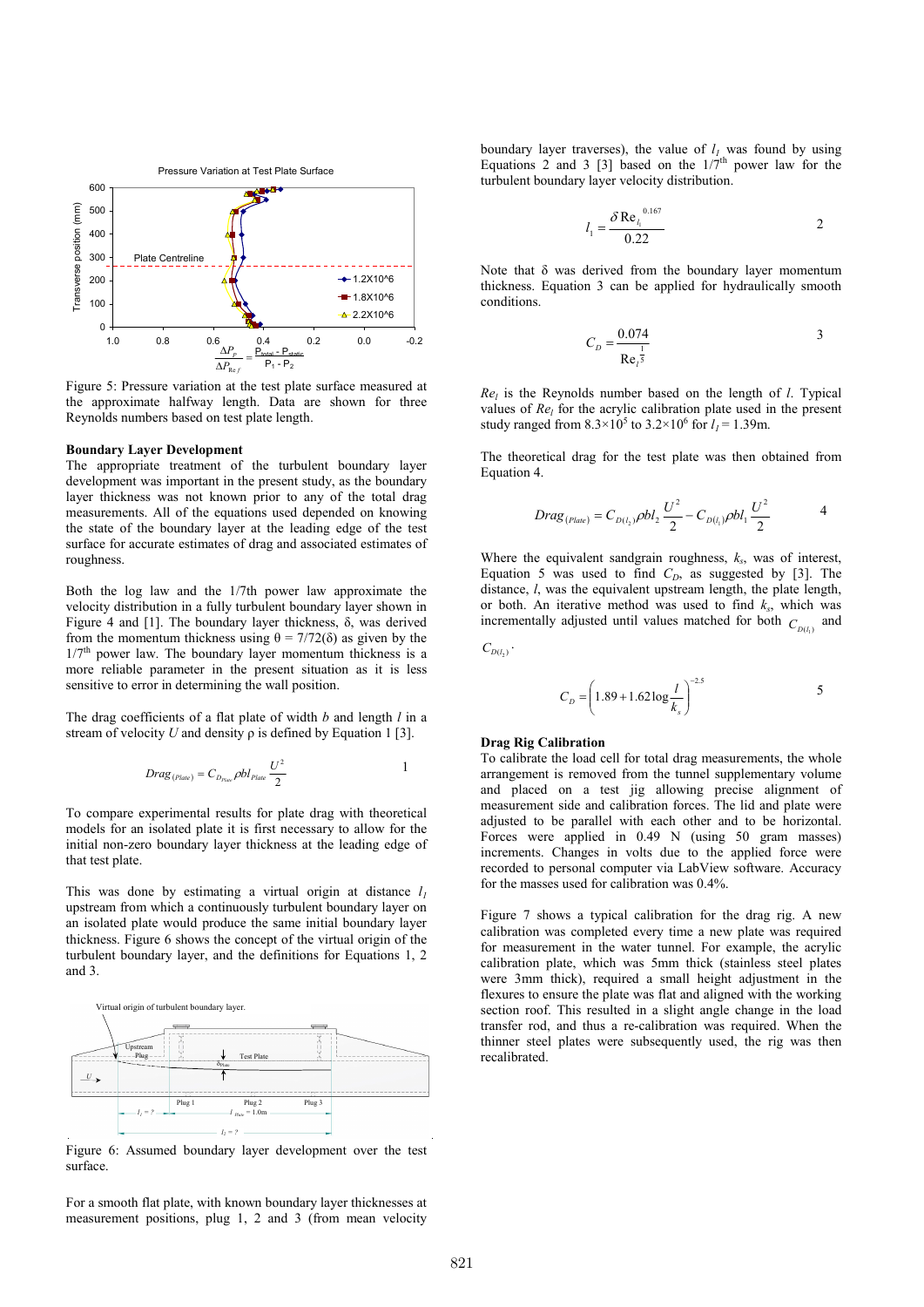Figure 5: Pressure variation at the test plate surface measured at the approximate halfway length. Data are shown for three Reynolds numbers based on test plate length.

**Boundary Layer Development**

The appropriate treatment of the turbulent boundary layer development was important in the present study, as the boundary layer thickness was not known prior to any of the total drag measurements. All of the equations used depended on knowing the state of the boundary layer at the leading edge of the test surface for accurate estimates of drag and associated estimates of roughness.

Both the log law and the 1/7th power law approximate the velocity distribution in a fully turbulent boundary layer shown in Figure 4 and [1]. The boundary layer thickness, $\delta$, was derived from the momentum thickness using $\theta = 7/72(\delta)$ as given by the $1/7^{th}$ power law. The boundary layer momentum thickness is a more reliable parameter in the present situation as it is less sensitive to error in determining the wall position.

The drag coefficients of a flat plate of width $b$ and length $l$ in a stream of velocity $U$ and density $\rho$ is defined by Equation 1 [3].

$$Drag_{(Plate)} = C_{D_{Plate}} \rho b l_{Plate} \frac{U^2}{2} \qquad 1$$

To compare experimental results for plate drag with theoretical models for an isolated plate it is first necessary to allow for the initial non-zero boundary layer thickness at the leading edge of that test plate.

This was done by estimating a virtual origin at distance $l_1$ upstream from which a continuously turbulent boundary layer on an isolated plate would produce the same initial boundary layer thickness. Figure 6 shows the concept of the virtual origin of the turbulent boundary layer, and the definitions for Equations 1, 2 and 3.

Figure 6: Assumed boundary layer development over the test surface.

For a smooth flat plate, with known boundary layer thicknesses at measurement positions, plug 1, 2 and 3 (from mean velocity boundary layer traverses), the value of $l_1$ was found by using Equations 2 and 3 [3] based on the $1/7^{th}$ power law for the turbulent boundary layer velocity distribution.

$$l_1 = \frac{\delta \, \mathrm{Re}_{l_1}^{\;0.167}}{0.22} \qquad 2$$

Note that $\delta$ was derived from the boundary layer momentum thickness. Equation 3 can be applied for hydraulically smooth conditions.

$$C_D = \frac{0.074}{\mathrm{Re}_l^{\frac{1}{5}}} \qquad 3$$

$Re_l$ is the Reynolds number based on the length of $l$. Typical values of $Re_l$ for the acrylic calibration plate used in the present study ranged from $8.3\times10^5$ to $3.2\times10^6$ for $l_1 = 1.39$m.

The theoretical drag for the test plate was then obtained from Equation 4.

$$Drag_{(Plate)} = C_{D(l_2)} \rho b l_2 \frac{U^2}{2} - C_{D(l_1)} \rho b l_1 \frac{U^2}{2} \qquad 4$$

Where the equivalent sandgrain roughness, $k_s$, was of interest, Equation 5 was used to find $C_D$, as suggested by [3]. The distance, $l$, was the equivalent upstream length, the plate length, or both. An iterative method was used to find $k_s$, which was incrementally adjusted until values matched for both $C_{D(l_1)}$ and $C_{D(l_2)}$.

$$C_D = \left(1.89 + 1.62 \log \frac{l}{k_s}\right)^{-2.5} \qquad 5$$

**Drag Rig Calibration**

To calibrate the load cell for total drag measurements, the whole arrangement is removed from the tunnel supplementary volume and placed on a test jig allowing precise alignment of measurement side and calibration forces. The lid and plate were adjusted to be parallel with each other and to be horizontal. Forces were applied in 0.49 N (using 50 gram masses) increments. Changes in volts due to the applied force were recorded to personal computer via LabView software. Accuracy for the masses used for calibration was 0.4%.

Figure 7 shows a typical calibration for the drag rig. A new calibration was completed every time a new plate was required for measurement in the water tunnel. For example, the acrylic calibration plate, which was 5mm thick (stainless steel plates were 3mm thick), required a small height adjustment in the flexures to ensure the plate was flat and aligned with the working section roof. This resulted in a slight angle change in the load transfer rod, and thus a re-calibration was required. When the thinner steel plates were subsequently used, the rig was then recalibrated.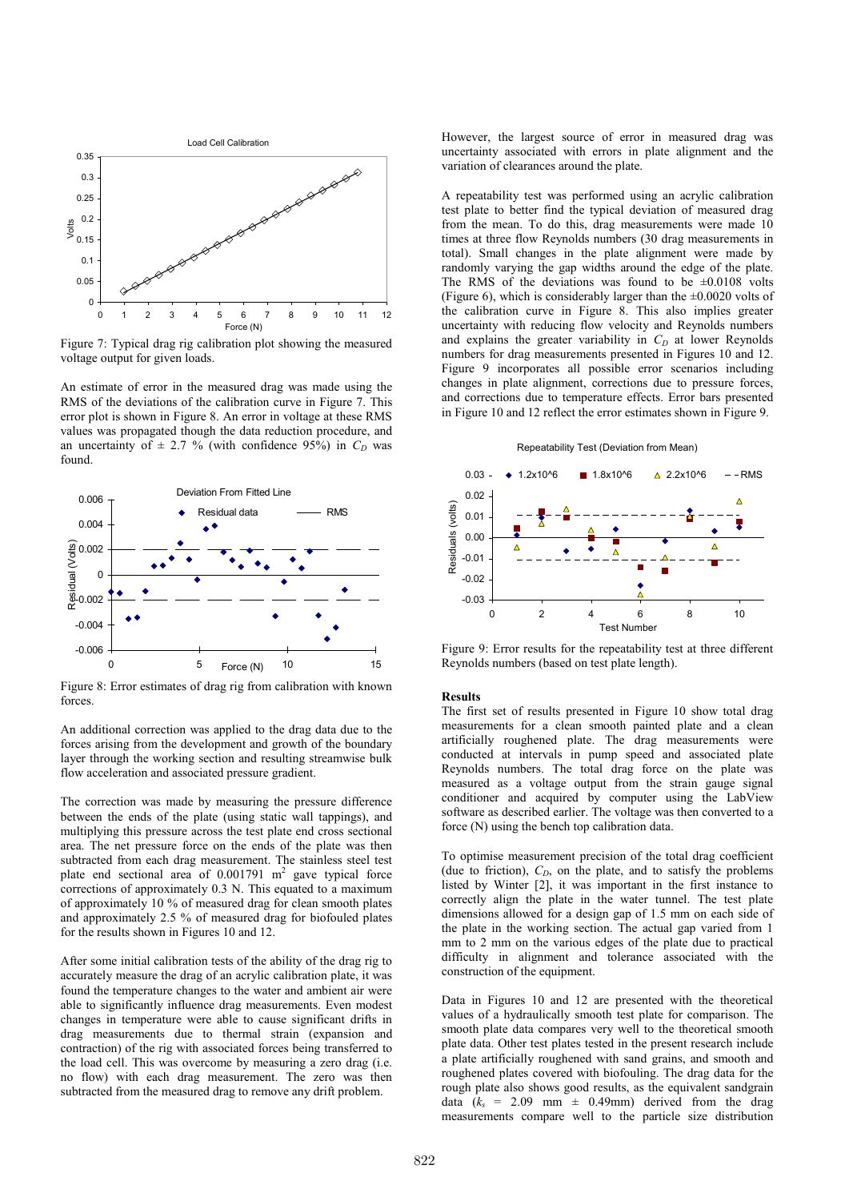Figure 7: Typical drag rig calibration plot showing the measured voltage output for given loads.

An estimate of error in the measured drag was made using the RMS of the deviations of the calibration curve in Figure 7. This error plot is shown in Figure 8. An error in voltage at these RMS values was propagated though the data reduction procedure, and an uncertainty of ± 2.7 % (with confidence 95%) in $C_D$ was found.

Figure 8: Error estimates of drag rig from calibration with known forces.

An additional correction was applied to the drag data due to the forces arising from the development and growth of the boundary layer through the working section and resulting streamwise bulk flow acceleration and associated pressure gradient.

The correction was made by measuring the pressure difference between the ends of the plate (using static wall tappings), and multiplying this pressure across the test plate end cross sectional area. The net pressure force on the ends of the plate was then subtracted from each drag measurement. The stainless steel test plate end sectional area of 0.001791 $m^2$ gave typical force corrections of approximately 0.3 N. This equated to a maximum of approximately 10 % of measured drag for clean smooth plates and approximately 2.5 % of measured drag for biofouled plates for the results shown in Figures 10 and 12.

After some initial calibration tests of the ability of the drag rig to accurately measure the drag of an acrylic calibration plate, it was found the temperature changes to the water and ambient air were able to significantly influence drag measurements. Even modest changes in temperature were able to cause significant drifts in drag measurements due to thermal strain (expansion and contraction) of the rig with associated forces being transferred to the load cell. This was overcome by measuring a zero drag (i.e. no flow) with each drag measurement. The zero was then subtracted from the measured drag to remove any drift problem.

However, the largest source of error in measured drag was uncertainty associated with errors in plate alignment and the variation of clearances around the plate.

A repeatability test was performed using an acrylic calibration test plate to better find the typical deviation of measured drag from the mean. To do this, drag measurements were made 10 times at three flow Reynolds numbers (30 drag measurements in total). Small changes in the plate alignment were made by randomly varying the gap widths around the edge of the plate. The RMS of the deviations was found to be ±0.0108 volts (Figure 6), which is considerably larger than the ±0.0020 volts of the calibration curve in Figure 8. This also implies greater uncertainty with reducing flow velocity and Reynolds numbers and explains the greater variability in $C_D$ at lower Reynolds numbers for drag measurements presented in Figures 10 and 12. Figure 9 incorporates all possible error scenarios including changes in plate alignment, corrections due to pressure forces, and corrections due to temperature effects. Error bars presented in Figure 10 and 12 reflect the error estimates shown in Figure 9.

Figure 9: Error results for the repeatability test at three different Reynolds numbers (based on test plate length).

## Results

The first set of results presented in Figure 10 show total drag measurements for a clean smooth painted plate and a clean artificially roughened plate. The drag measurements were conducted at intervals in pump speed and associated plate Reynolds numbers. The total drag force on the plate was measured as a voltage output from the strain gauge signal conditioner and acquired by computer using the LabView software as described earlier. The voltage was then converted to a force (N) using the bench top calibration data.

To optimise measurement precision of the total drag coefficient (due to friction), $C_D$, on the plate, and to satisfy the problems listed by Winter [2], it was important in the first instance to correctly align the plate in the water tunnel. The test plate dimensions allowed for a design gap of 1.5 mm on each side of the plate in the working section. The actual gap varied from 1 mm to 2 mm on the various edges of the plate due to practical difficulty in alignment and tolerance associated with the construction of the equipment.

Data in Figures 10 and 12 are presented with the theoretical values of a hydraulically smooth test plate for comparison. The smooth plate data compares very well to the theoretical smooth plate data. Other test plates tested in the present research include a plate artificially roughened with sand grains, and smooth and roughened plates covered with biofouling. The drag data for the rough plate also shows good results, as the equivalent sandgrain data ($k_s$ = 2.09 mm ± 0.49mm) derived from the drag measurements compare well to the particle size distribution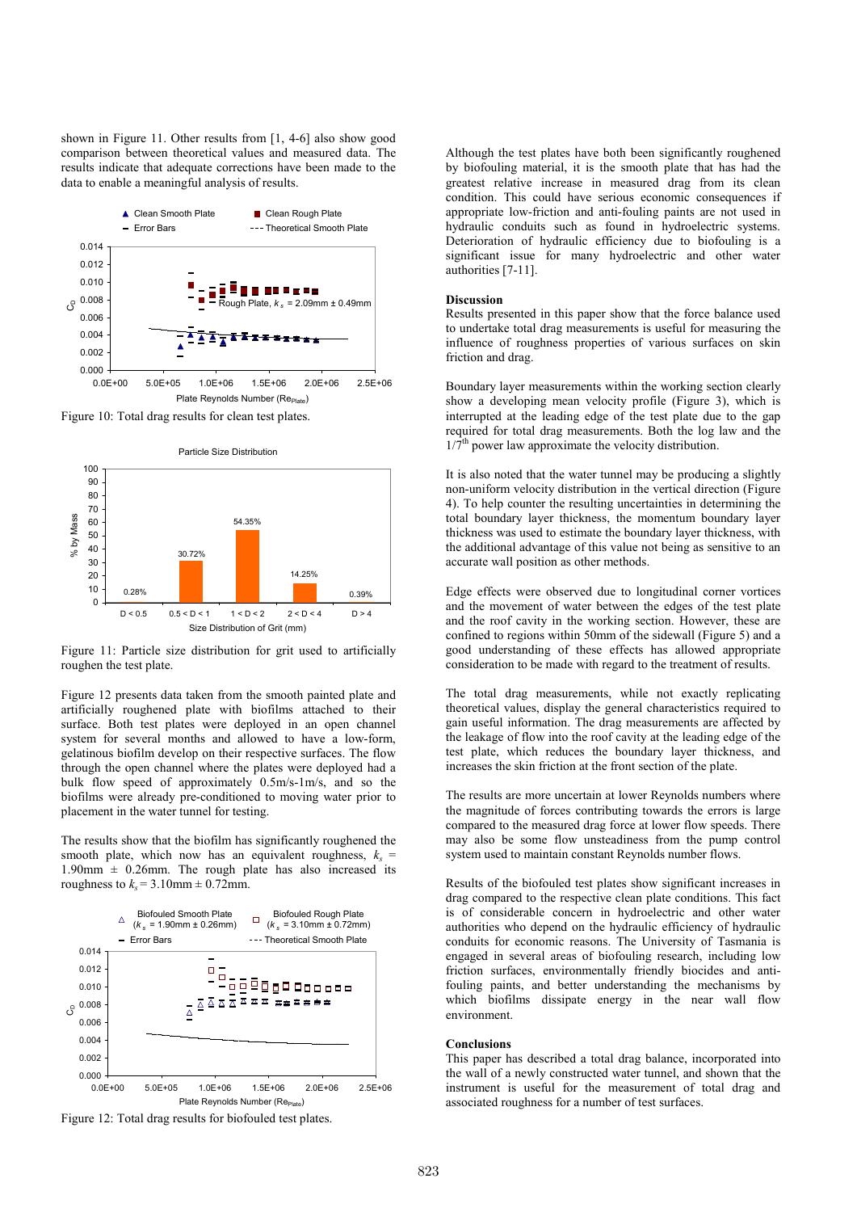shown in Figure 11. Other results from [1, 4-6] also show good comparison between theoretical values and measured data. The results indicate that adequate corrections have been made to the data to enable a meaningful analysis of results.

Figure 10: Total drag results for clean test plates.

Figure 11: Particle size distribution for grit used to artificially roughen the test plate.

Figure 12 presents data taken from the smooth painted plate and artificially roughened plate with biofilms attached to their surface. Both test plates were deployed in an open channel system for several months and allowed to have a low-form, gelatinous biofilm develop on their respective surfaces. The flow through the open channel where the plates were deployed had a bulk flow speed of approximately 0.5m/s-1m/s, and so the biofilms were already pre-conditioned to moving water prior to placement in the water tunnel for testing.

The results show that the biofilm has significantly roughened the smooth plate, which now has an equivalent roughness, $k_s$ = 1.90mm ± 0.26mm. The rough plate has also increased its roughness to $k_s$ = 3.10mm ± 0.72mm.

Figure 12: Total drag results for biofouled test plates.

Although the test plates have both been significantly roughened by biofouling material, it is the smooth plate that has had the greatest relative increase in measured drag from its clean condition. This could have serious economic consequences if appropriate low-friction and anti-fouling paints are not used in hydraulic conduits such as found in hydroelectric systems. Deterioration of hydraulic efficiency due to biofouling is a significant issue for many hydroelectric and other water authorities [7-11].

## Discussion

Results presented in this paper show that the force balance used to undertake total drag measurements is useful for measuring the influence of roughness properties of various surfaces on skin friction and drag.

Boundary layer measurements within the working section clearly show a developing mean velocity profile (Figure 3), which is interrupted at the leading edge of the test plate due to the gap required for total drag measurements. Both the log law and the $1/7^{th}$ power law approximate the velocity distribution.

It is also noted that the water tunnel may be producing a slightly non-uniform velocity distribution in the vertical direction (Figure 4). To help counter the resulting uncertainties in determining the total boundary layer thickness, the momentum boundary layer thickness was used to estimate the boundary layer thickness, with the additional advantage of this value not being as sensitive to an accurate wall position as other methods.

Edge effects were observed due to longitudinal corner vortices and the movement of water between the edges of the test plate and the roof cavity in the working section. However, these are confined to regions within 50mm of the sidewall (Figure 5) and a good understanding of these effects has allowed appropriate consideration to be made with regard to the treatment of results.

The total drag measurements, while not exactly replicating theoretical values, display the general characteristics required to gain useful information. The drag measurements are affected by the leakage of flow into the roof cavity at the leading edge of the test plate, which reduces the boundary layer thickness, and increases the skin friction at the front section of the plate.

The results are more uncertain at lower Reynolds numbers where the magnitude of forces contributing towards the errors is large compared to the measured drag force at lower flow speeds. There may also be some flow unsteadiness from the pump control system used to maintain constant Reynolds number flows.

Results of the biofouled test plates show significant increases in drag compared to the respective clean plate conditions. This fact is of considerable concern in hydroelectric and other water authorities who depend on the hydraulic efficiency of hydraulic conduits for economic reasons. The University of Tasmania is engaged in several areas of biofouling research, including low friction surfaces, environmentally friendly biocides and anti-fouling paints, and better understanding the mechanisms by which biofilms dissipate energy in the near wall flow environment.

## Conclusions

This paper has described a total drag balance, incorporated into the wall of a newly constructed water tunnel, and shown that the instrument is useful for the measurement of total drag and associated roughness for a number of test surfaces.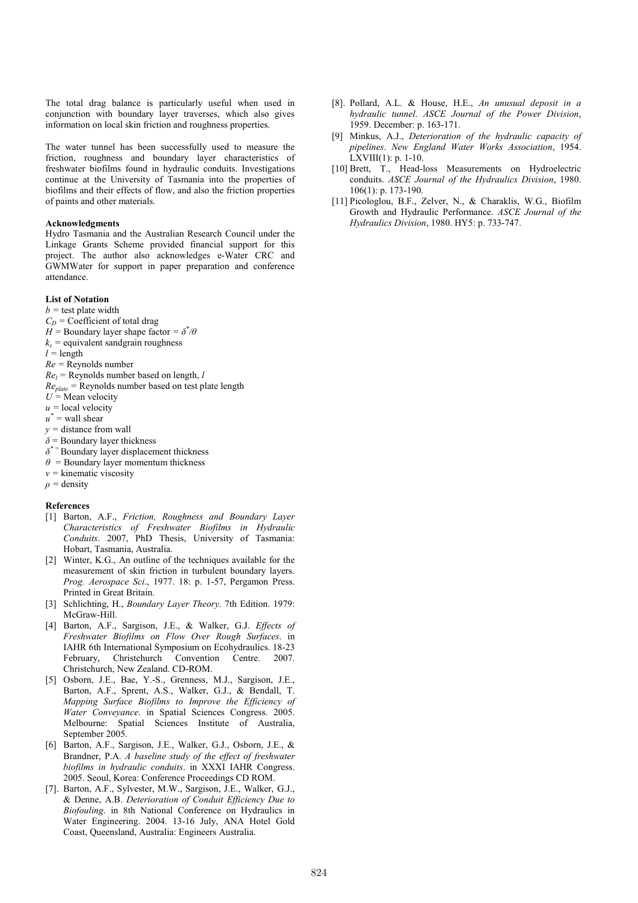The total drag balance is particularly useful when used in conjunction with boundary layer traverses, which also gives information on local skin friction and roughness properties.

The water tunnel has been successfully used to measure the friction, roughness and boundary layer characteristics of freshwater biofilms found in hydraulic conduits. Investigations continue at the University of Tasmania into the properties of biofilms and their effects of flow, and also the friction properties of paints and other materials.

## Acknowledgments

Hydro Tasmania and the Australian Research Council under the Linkage Grants Scheme provided financial support for this project. The author also acknowledges e-Water CRC and GWMWater for support in paper preparation and conference attendance.

## List of Notation

$b$ = test plate width
$C_D$ = Coefficient of total drag
$H$ = Boundary layer shape factor = $\delta^*/\theta$
$k_s$ = equivalent sandgrain roughness
$l$ = length
$Re$ = Reynolds number
$Re_l$ = Reynolds number based on length, $l$
$Re_{plate}$ = Reynolds number based on test plate length
$U$ = Mean velocity
$u$ = local velocity
$u^*$ = wall shear
$y$ = distance from wall
$\delta$ = Boundary layer thickness
$\delta^*$ = Boundary layer displacement thickness
$\theta$ = Boundary layer momentum thickness
$v$ = kinematic viscosity
$\rho$ = density

## References

[1] Barton, A.F., *Friction, Roughness and Boundary Layer Characteristics of Freshwater Biofilms in Hydraulic Conduits*. 2007, PhD Thesis, University of Tasmania: Hobart, Tasmania, Australia.

[2] Winter, K.G., An outline of the techniques available for the measurement of skin friction in turbulent boundary layers. *Prog. Aerospace Sci*., 1977. 18: p. 1-57, Pergamon Press. Printed in Great Britain.

[3] Schlichting, H., *Boundary Layer Theory*. 7th Edition. 1979: McGraw-Hill.

[4] Barton, A.F., Sargison, J.E., & Walker, G.J. *Effects of Freshwater Biofilms on Flow Over Rough Surfaces*. in IAHR 6th International Symposium on Ecohydraulics. 18-23 February, Christchurch Convention Centre. 2007. Christchurch, New Zealand. CD-ROM.

[5] Osborn, J.E., Bae, Y.-S., Grenness, M.J., Sargison, J.E., Barton, A.F., Sprent, A.S., Walker, G.J., & Bendall, T. *Mapping Surface Biofilms to Improve the Efficiency of Water Conveyance*. in Spatial Sciences Congress. 2005. Melbourne: Spatial Sciences Institute of Australia, September 2005.

[6] Barton, A.F., Sargison, J.E., Walker, G.J., Osborn, J.E., & Brandner, P.A. *A baseline study of the effect of freshwater biofilms in hydraulic conduits*. in XXXI IAHR Congress. 2005. Seoul, Korea: Conference Proceedings CD ROM.

[7]. Barton, A.F., Sylvester, M.W., Sargison, J.E., Walker, G.J., & Denne, A.B. *Deterioration of Conduit Efficiency Due to Biofouling*. in 8th National Conference on Hydraulics in Water Engineering. 2004. 13-16 July, ANA Hotel Gold Coast, Queensland, Australia: Engineers Australia.

[8]. Pollard, A.L. & House, H.E., *An unusual deposit in a hydraulic tunnel*. *ASCE Journal of the Power Division*, 1959. December: p. 163-171.

[9] Minkus, A.J., *Deterioration of the hydraulic capacity of pipelines*. *New England Water Works Association*, 1954. LXVIII(1): p. 1-10.

[10] Brett, T., Head-loss Measurements on Hydroelectric conduits. *ASCE Journal of the Hydraulics Division*, 1980. 106(1): p. 173-190.

[11] Picologlou, B.F., Zelver, N., & Charaklis, W.G., Biofilm Growth and Hydraulic Performance. *ASCE Journal of the Hydraulics Division*, 1980. HY5: p. 733-747.